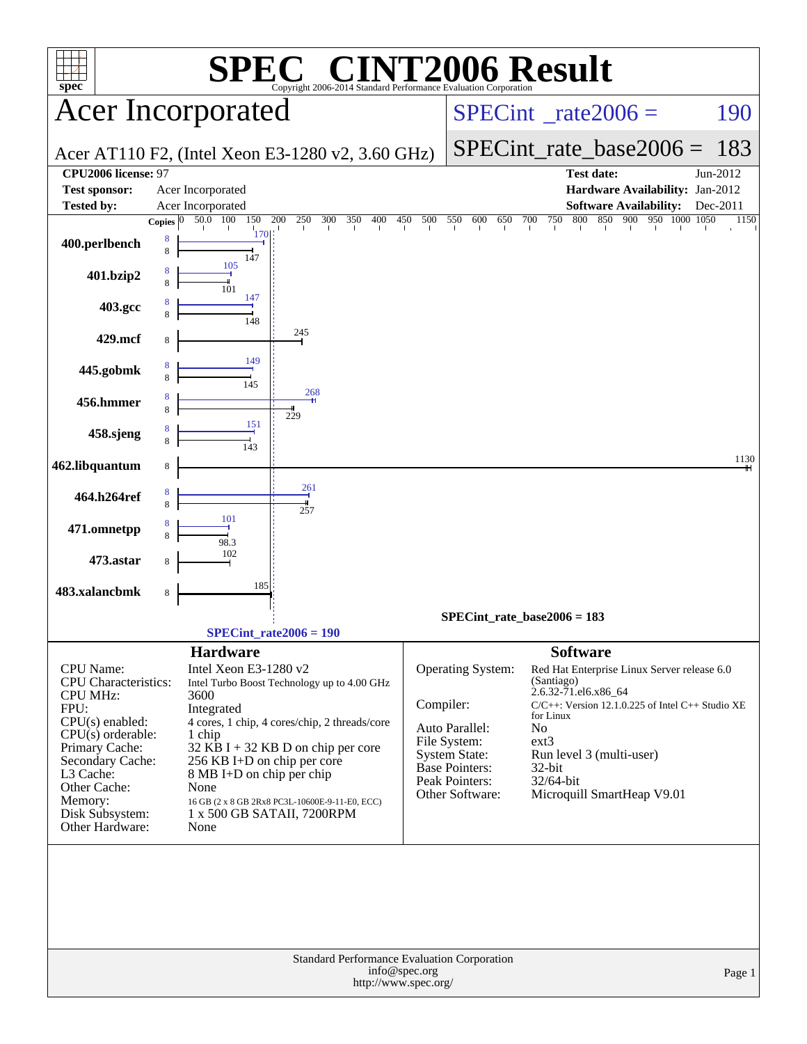# SPEC® CINT2006 Result

Copyright 2006-2014 Standard Performance Evaluation Corporation

## Acer Incorporated

Acer AT110 F2, (Intel Xeon E3-1280 v2, 3.60 GHz)

SPECint_rate2006 = 190

SPECint_rate_base2006 = 183

**CPU2006 license:** 97
**Test sponsor:** Acer Incorporated
**Tested by:** Acer Incorporated

**Test date:** Jun-2012
**Hardware Availability:** Jan-2012
**Software Availability:** Dec-2011

| Benchmark | Copies (peak) | Copies (base) | Peak | Base |
|---|---|---|---|---|
| 400.perlbench | 8 | 8 | 170 | 147 |
| 401.bzip2 | 8 | 8 | 105 | 101 |
| 403.gcc | 8 | 8 | 147 | 148 |
| 429.mcf | | 8 | | 245 |
| 445.gobmk | 8 | 8 | 149 | 145 |
| 456.hmmer | 8 | 8 | 268 | 229 |
| 458.sjeng | 8 | 8 | 151 | 143 |
| 462.libquantum | | 8 | | 1130 |
| 464.h264ref | 8 | 8 | 261 | 257 |
| 471.omnetpp | 8 | 8 | 101 | 98.3 |
| 473.astar | | 8 | | 102 |
| 483.xalancbmk | | 8 | | 185 |

SPECint_rate_base2006 = 183

SPECint_rate2006 = 190

### Hardware

| | |
|---|---|
| CPU Name: | Intel Xeon E3-1280 v2 |
| CPU Characteristics: | Intel Turbo Boost Technology up to 4.00 GHz |
| CPU MHz: | 3600 |
| FPU: | Integrated |
| CPU(s) enabled: | 4 cores, 1 chip, 4 cores/chip, 2 threads/core |
| CPU(s) orderable: | 1 chip |
| Primary Cache: | 32 KB I + 32 KB D on chip per core |
| Secondary Cache: | 256 KB I+D on chip per core |
| L3 Cache: | 8 MB I+D on chip per chip |
| Other Cache: | None |
| Memory: | 16 GB (2 x 8 GB 2Rx8 PC3L-10600E-9-11-E0, ECC) |
| Disk Subsystem: | 1 x 500 GB SATAII, 7200RPM |
| Other Hardware: | None |

### Software

| | |
|---|---|
| Operating System: | Red Hat Enterprise Linux Server release 6.0 (Santiago) 2.6.32-71.el6.x86_64 |
| Compiler: | C/C++: Version 12.1.0.225 of Intel C++ Studio XE for Linux |
| Auto Parallel: | No |
| File System: | ext3 |
| System State: | Run level 3 (multi-user) |
| Base Pointers: | 32-bit |
| Peak Pointers: | 32/64-bit |
| Other Software: | Microquill SmartHeap V9.01 |

Standard Performance Evaluation Corporation
info@spec.org
http://www.spec.org/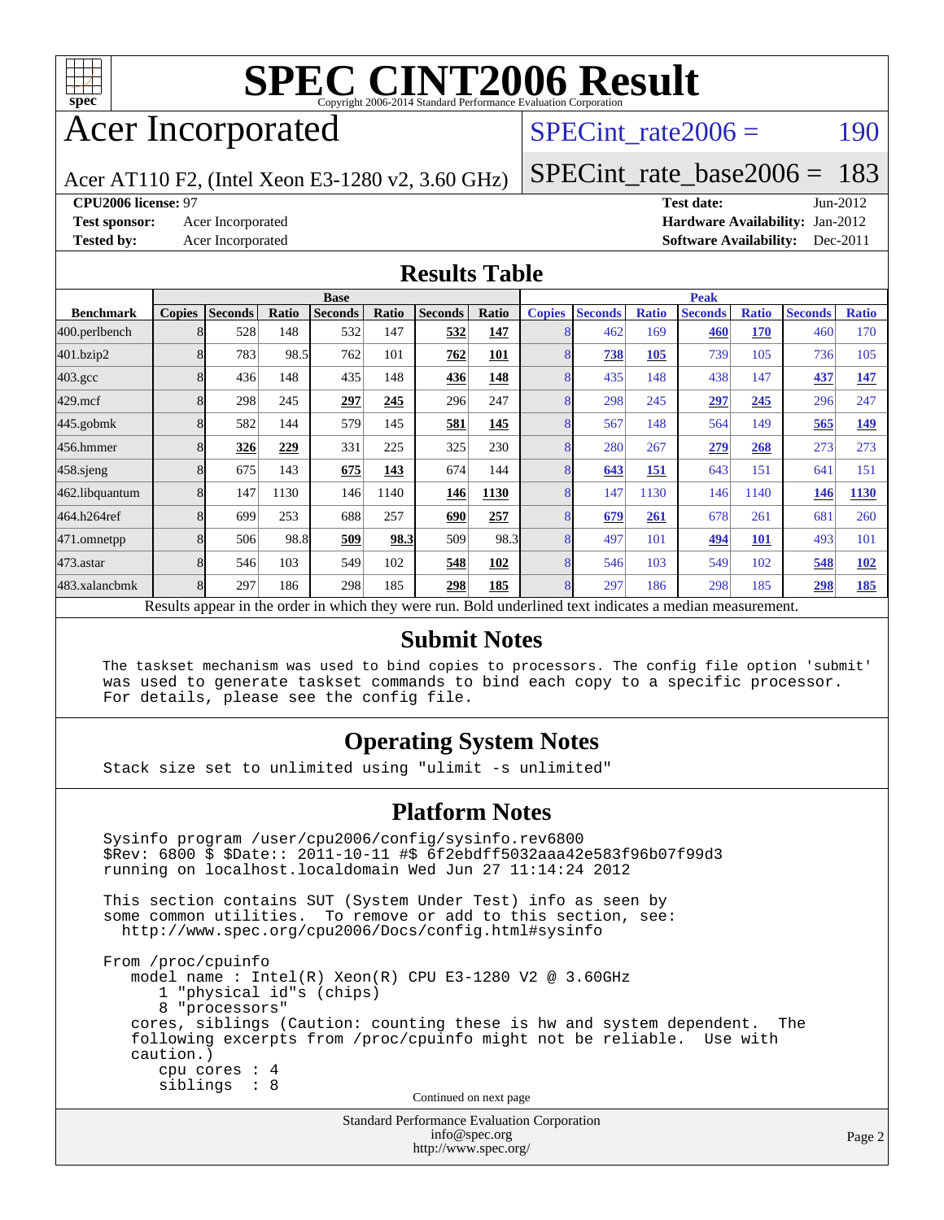# SPEC CINT2006 Result

Copyright 2006-2014 Standard Performance Evaluation Corporation

## Acer Incorporated

Acer AT110 F2, (Intel Xeon E3-1280 v2, 3.60 GHz)

SPECint_rate2006 = 190

SPECint_rate_base2006 = 183

**CPU2006 license:** 97
**Test sponsor:** Acer Incorporated
**Tested by:** Acer Incorporated

**Test date:** Jun-2012
**Hardware Availability:** Jan-2012
**Software Availability:** Dec-2011

## Results Table

| | Base | | | | | | | | Peak | | | | | | | |
|---|---|---|---|---|---|---|---|---|---|---|---|---|---|---|---|---|
| **Benchmark** | **Copies** | **Seconds** | **Ratio** | **Seconds** | **Ratio** | **Seconds** | **Ratio** | **Copies** | **Seconds** | **Ratio** | **Seconds** | **Ratio** | **Seconds** | **Ratio** |
| 400.perlbench | 8 | 528 | 148 | 532 | 147 | **532** | **147** | 8 | 462 | 169 | **460** | **170** | 460 | 170 |
| 401.bzip2 | 8 | 783 | 98.5 | 762 | 101 | **762** | **101** | 8 | **738** | **105** | 739 | 105 | 736 | 105 |
| 403.gcc | 8 | 436 | 148 | 435 | 148 | **436** | **148** | 8 | 435 | 148 | 438 | 147 | **437** | **147** |
| 429.mcf | 8 | 298 | 245 | **297** | **245** | 296 | 247 | 8 | 298 | 245 | **297** | **245** | 296 | 247 |
| 445.gobmk | 8 | 582 | 144 | 579 | 145 | **581** | **145** | 8 | 567 | 148 | 564 | 149 | **565** | **149** |
| 456.hmmer | 8 | **326** | **229** | 331 | 225 | 325 | 230 | 8 | 280 | 267 | **279** | **268** | 273 | 273 |
| 458.sjeng | 8 | 675 | 143 | **675** | **143** | 674 | 144 | 8 | **643** | **151** | 643 | 151 | 641 | 151 |
| 462.libquantum | 8 | 147 | 1130 | 146 | 1140 | **146** | **1130** | 8 | 147 | 1130 | 146 | 1140 | **146** | **1130** |
| 464.h264ref | 8 | 699 | 253 | 688 | 257 | **690** | **257** | 8 | **679** | **261** | 678 | 261 | 681 | 260 |
| 471.omnetpp | 8 | 506 | 98.8 | **509** | **98.3** | 509 | 98.3 | 8 | 497 | 101 | **494** | **101** | 493 | 101 |
| 473.astar | 8 | 546 | 103 | 549 | 102 | **548** | **102** | 8 | 546 | 103 | 549 | 102 | **548** | **102** |
| 483.xalancbmk | 8 | 297 | 186 | 298 | 185 | **298** | **185** | 8 | 297 | 186 | 298 | 185 | **298** | **185** |

Results appear in the order in which they were run. Bold underlined text indicates a median measurement.

## Submit Notes

```
The taskset mechanism was used to bind copies to processors. The config file option 'submit'
was used to generate taskset commands to bind each copy to a specific processor.
For details, please see the config file.
```

## Operating System Notes

```
Stack size set to unlimited using "ulimit -s unlimited"
```

## Platform Notes

```
Sysinfo program /user/cpu2006/config/sysinfo.rev6800
$Rev: 6800 $ $Date:: 2011-10-11 #$ 6f2ebdff5032aaa42e583f96b07f99d3
running on localhost.localdomain Wed Jun 27 11:14:24 2012

This section contains SUT (System Under Test) info as seen by
some common utilities.  To remove or add to this section, see:
  http://www.spec.org/cpu2006/Docs/config.html#sysinfo

From /proc/cpuinfo
   model name : Intel(R) Xeon(R) CPU E3-1280 V2 @ 3.60GHz
      1 "physical id"s (chips)
      8 "processors"
   cores, siblings (Caution: counting these is hw and system dependent.  The
   following excerpts from /proc/cpuinfo might not be reliable.  Use with
   caution.)
      cpu cores : 4
      siblings  : 8
```

Continued on next page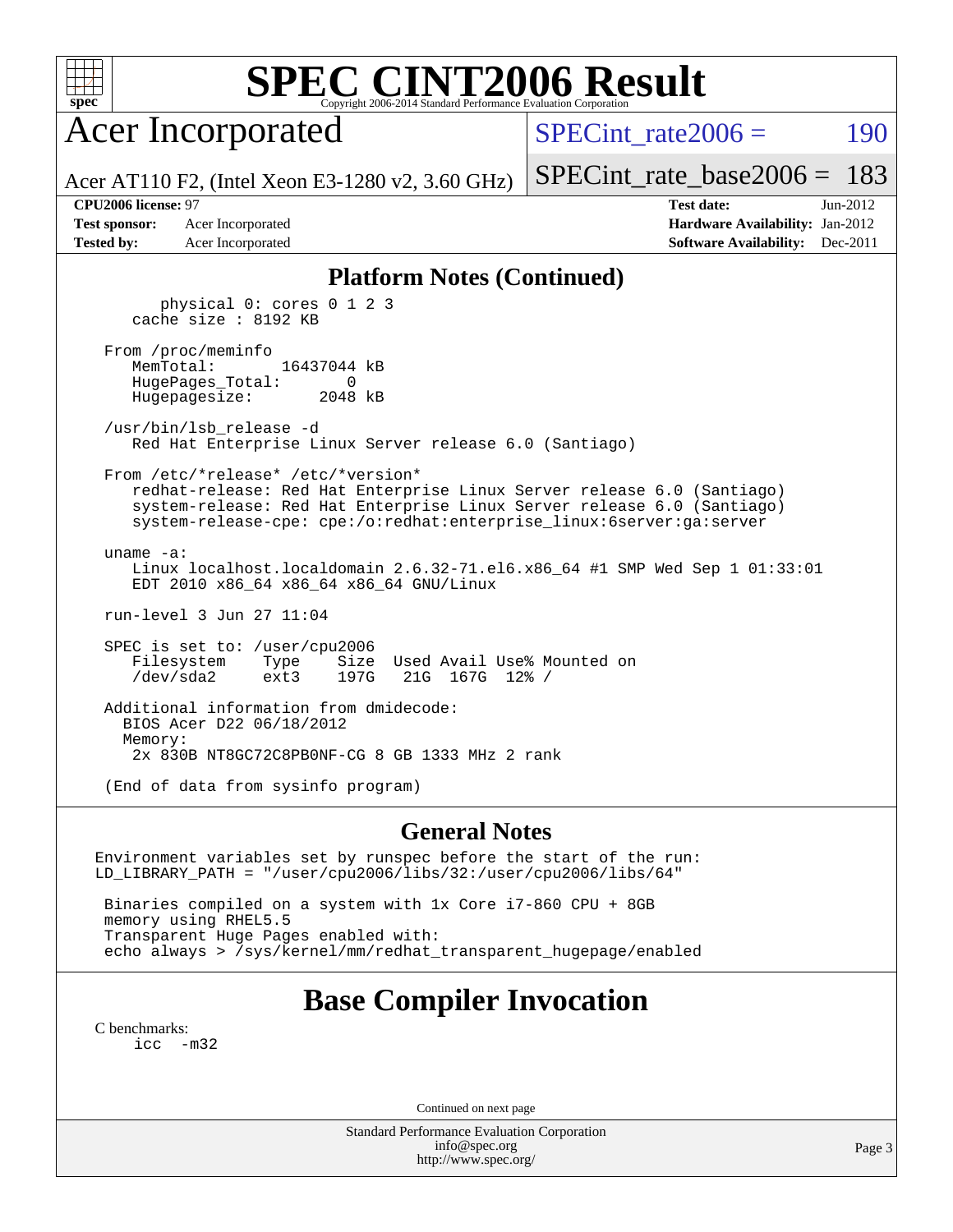# SPEC CINT2006 Result

## Acer Incorporated

Acer AT110 F2, (Intel Xeon E3-1280 v2, 3.60 GHz)

SPECint_rate2006 = 190

SPECint_rate_base2006 = 183

**CPU2006 license:** 97
**Test sponsor:** Acer Incorporated
**Tested by:** Acer Incorporated

**Test date:** Jun-2012
**Hardware Availability:** Jan-2012
**Software Availability:** Dec-2011

### Platform Notes (Continued)

```
        physical 0: cores 0 1 2 3
     cache size : 8192 KB

   From /proc/meminfo
      MemTotal:       16437044 kB
      HugePages_Total:       0
      Hugepagesize:       2048 kB

   /usr/bin/lsb_release -d
      Red Hat Enterprise Linux Server release 6.0 (Santiago)

   From /etc/*release* /etc/*version*
      redhat-release: Red Hat Enterprise Linux Server release 6.0 (Santiago)
      system-release: Red Hat Enterprise Linux Server release 6.0 (Santiago)
      system-release-cpe: cpe:/o:redhat:enterprise_linux:6server:ga:server

   uname -a:
      Linux localhost.localdomain 2.6.32-71.el6.x86_64 #1 SMP Wed Sep 1 01:33:01
      EDT 2010 x86_64 x86_64 x86_64 GNU/Linux

   run-level 3 Jun 27 11:04

   SPEC is set to: /user/cpu2006
      Filesystem    Type    Size  Used Avail Use% Mounted on
      /dev/sda2     ext3    197G   21G  167G  12% /

   Additional information from dmidecode:
     BIOS Acer D22 06/18/2012
     Memory:
      2x 830B NT8GC72C8PB0NF-CG 8 GB 1333 MHz 2 rank

   (End of data from sysinfo program)
```

### General Notes

```
Environment variables set by runspec before the start of the run:
LD_LIBRARY_PATH = "/user/cpu2006/libs/32:/user/cpu2006/libs/64"

 Binaries compiled on a system with 1x Core i7-860 CPU + 8GB
 memory using RHEL5.5
 Transparent Huge Pages enabled with:
 echo always > /sys/kernel/mm/redhat_transparent_hugepage/enabled
```

## Base Compiler Invocation

C benchmarks:
    icc  -m32

Continued on next page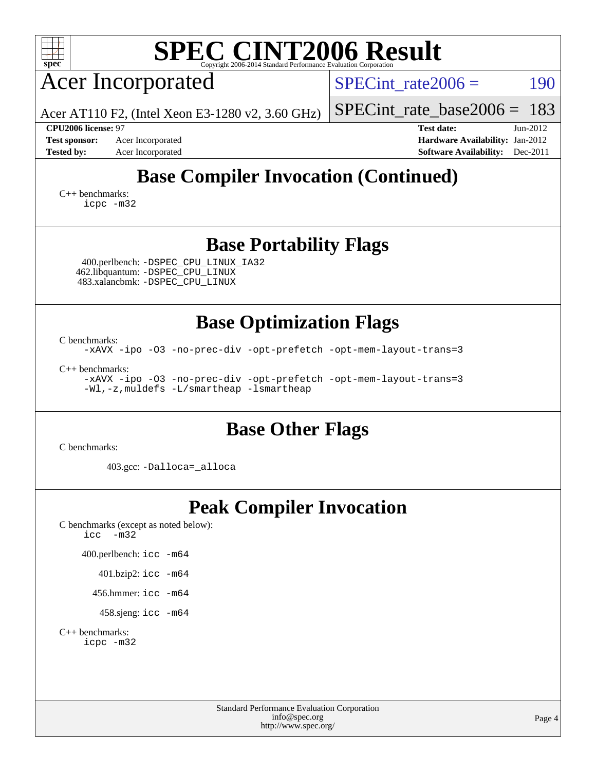# SPEC CINT2006 Result

Copyright 2006-2014 Standard Performance Evaluation Corporation

## Acer Incorporated

Acer AT110 F2, (Intel Xeon E3-1280 v2, 3.60 GHz)

SPECint_rate2006 = 190

SPECint_rate_base2006 = 183

**CPU2006 license:** 97
**Test sponsor:** Acer Incorporated
**Tested by:** Acer Incorporated

**Test date:** Jun-2012
**Hardware Availability:** Jan-2012
**Software Availability:** Dec-2011

## Base Compiler Invocation (Continued)

C++ benchmarks:
```
icpc -m32
```

## Base Portability Flags

400.perlbench: `-DSPEC_CPU_LINUX_IA32`
462.libquantum: `-DSPEC_CPU_LINUX`
483.xalancbmk: `-DSPEC_CPU_LINUX`

## Base Optimization Flags

C benchmarks:
```
-xAVX -ipo -O3 -no-prec-div -opt-prefetch -opt-mem-layout-trans=3
```

C++ benchmarks:
```
-xAVX -ipo -O3 -no-prec-div -opt-prefetch -opt-mem-layout-trans=3
-Wl,-z,muldefs -L/smartheap -lsmartheap
```

## Base Other Flags

C benchmarks:

403.gcc: `-Dalloca=_alloca`

## Peak Compiler Invocation

C benchmarks (except as noted below):
```
icc  -m32
```

400.perlbench: `icc -m64`

401.bzip2: `icc -m64`

456.hmmer: `icc -m64`

458.sjeng: `icc -m64`

C++ benchmarks:
```
icpc -m32
```

Standard Performance Evaluation Corporation
info@spec.org
http://www.spec.org/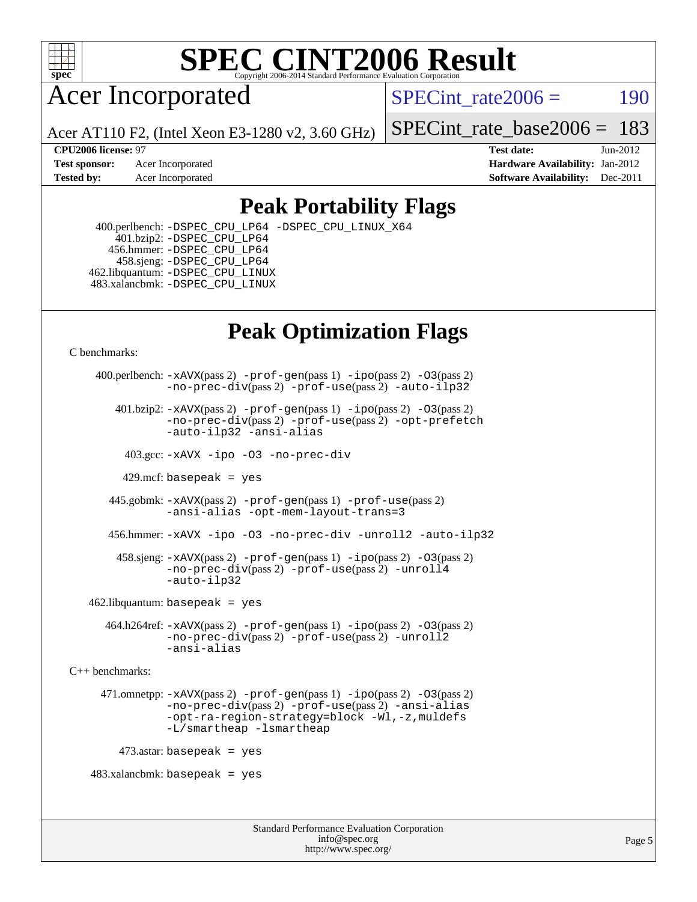# SPEC CINT2006 Result

Copyright 2006-2014 Standard Performance Evaluation Corporation

## Acer Incorporated

Acer AT110 F2, (Intel Xeon E3-1280 v2, 3.60 GHz)

SPECint_rate2006 = 190

SPECint_rate_base2006 = 183

| | | | |
|---|---|---|---|
| **CPU2006 license:** 97 | | **Test date:** | Jun-2012 |
| **Test sponsor:** | Acer Incorporated | **Hardware Availability:** | Jan-2012 |
| **Tested by:** | Acer Incorporated | **Software Availability:** | Dec-2011 |

## Peak Portability Flags

400.perlbench: -DSPEC_CPU_LP64 -DSPEC_CPU_LINUX_X64
401.bzip2: -DSPEC_CPU_LP64
456.hmmer: -DSPEC_CPU_LP64
458.sjeng: -DSPEC_CPU_LP64
462.libquantum: -DSPEC_CPU_LINUX
483.xalancbmk: -DSPEC_CPU_LINUX

## Peak Optimization Flags

C benchmarks:

400.perlbench: -xAVX(pass 2) -prof-gen(pass 1) -ipo(pass 2) -O3(pass 2) -no-prec-div(pass 2) -prof-use(pass 2) -auto-ilp32

401.bzip2: -xAVX(pass 2) -prof-gen(pass 1) -ipo(pass 2) -O3(pass 2) -no-prec-div(pass 2) -prof-use(pass 2) -opt-prefetch -auto-ilp32 -ansi-alias

403.gcc: -xAVX -ipo -O3 -no-prec-div

429.mcf: basepeak = yes

445.gobmk: -xAVX(pass 2) -prof-gen(pass 1) -prof-use(pass 2) -ansi-alias -opt-mem-layout-trans=3

456.hmmer: -xAVX -ipo -O3 -no-prec-div -unroll2 -auto-ilp32

458.sjeng: -xAVX(pass 2) -prof-gen(pass 1) -ipo(pass 2) -O3(pass 2) -no-prec-div(pass 2) -prof-use(pass 2) -unroll4 -auto-ilp32

462.libquantum: basepeak = yes

464.h264ref: -xAVX(pass 2) -prof-gen(pass 1) -ipo(pass 2) -O3(pass 2) -no-prec-div(pass 2) -prof-use(pass 2) -unroll2 -ansi-alias

C++ benchmarks:

471.omnetpp: -xAVX(pass 2) -prof-gen(pass 1) -ipo(pass 2) -O3(pass 2) -no-prec-div(pass 2) -prof-use(pass 2) -ansi-alias -opt-ra-region-strategy=block -Wl,-z,muldefs -L/smartheap -lsmartheap

473.astar: basepeak = yes

483.xalancbmk: basepeak = yes

Standard Performance Evaluation Corporation
info@spec.org
http://www.spec.org/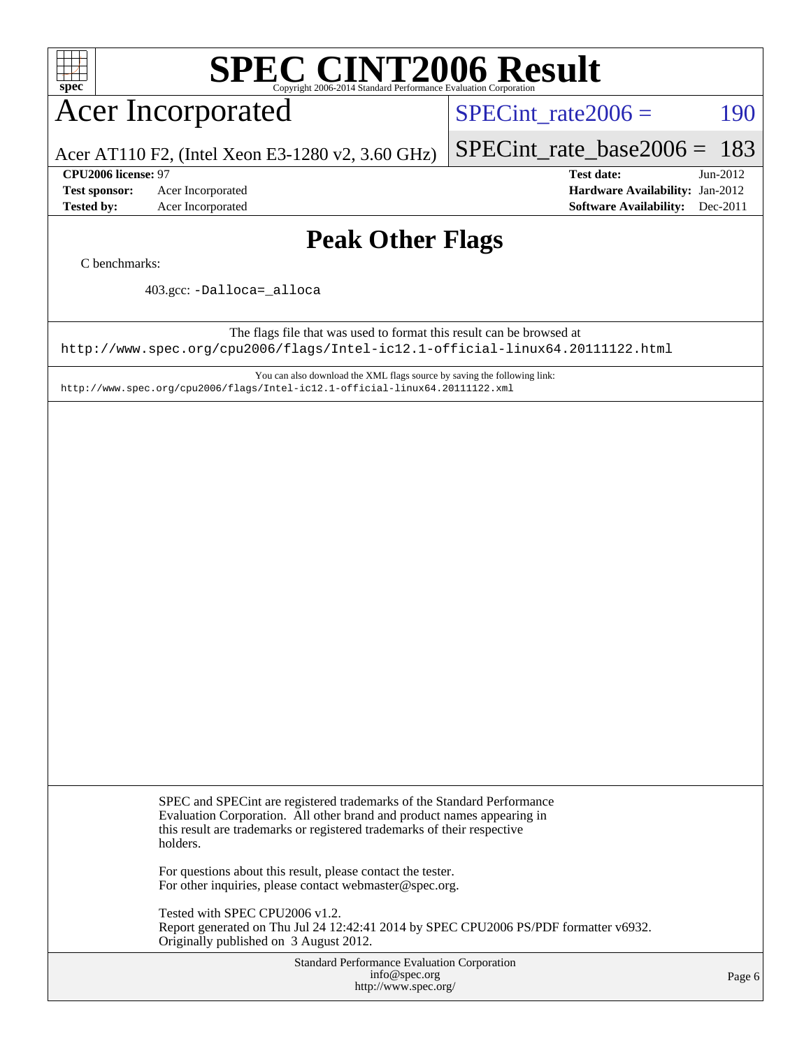# Peak Other Flags

C benchmarks:

403.gcc: -Dalloca=_alloca

The flags file that was used to format this result can be browsed at
http://www.spec.org/cpu2006/flags/Intel-ic12.1-official-linux64.20111122.html

You can also download the XML flags source by saving the following link:
http://www.spec.org/cpu2006/flags/Intel-ic12.1-official-linux64.20111122.xml

SPEC and SPECint are registered trademarks of the Standard Performance Evaluation Corporation. All other brand and product names appearing in this result are trademarks or registered trademarks of their respective holders.

For questions about this result, please contact the tester.
For other inquiries, please contact webmaster@spec.org.

Tested with SPEC CPU2006 v1.2.
Report generated on Thu Jul 24 12:42:41 2014 by SPEC CPU2006 PS/PDF formatter v6932.
Originally published on 3 August 2012.